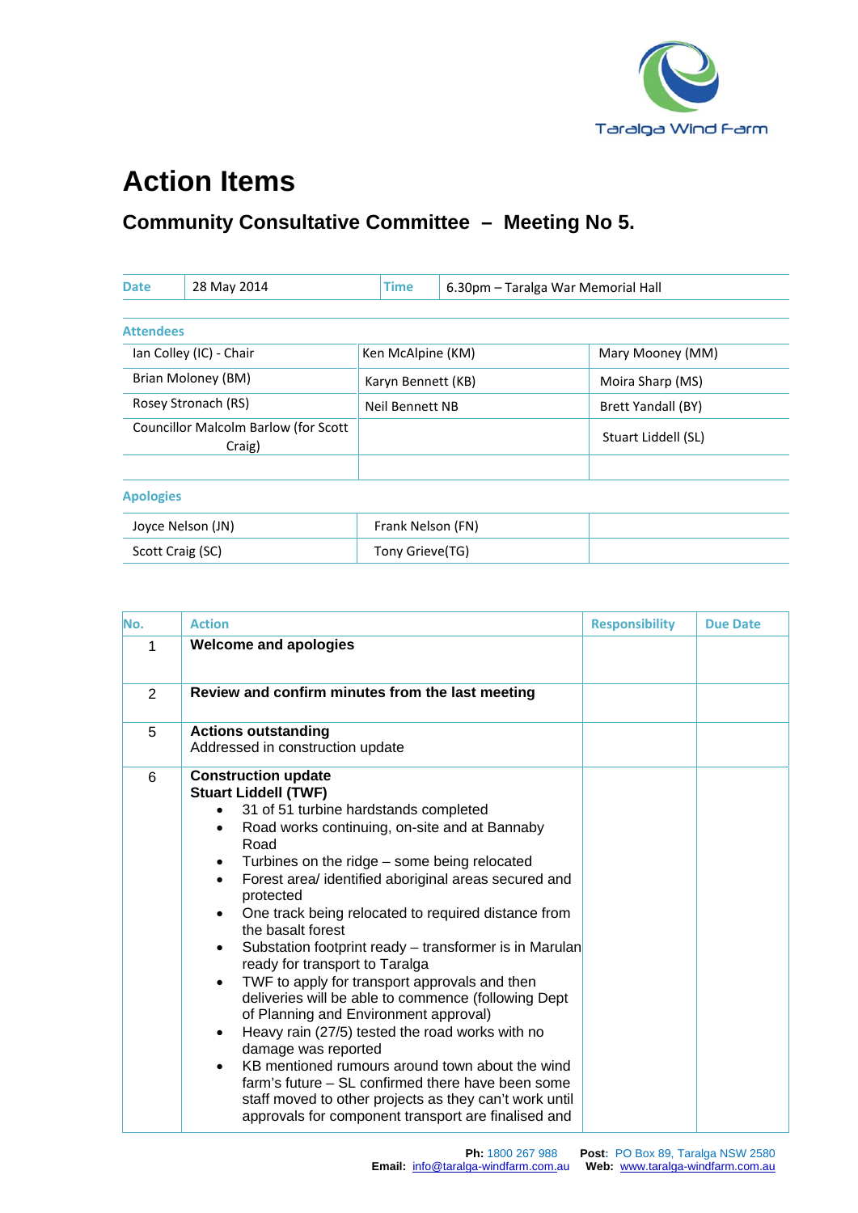Taralga Wind Farm

# Action Items

## Community Consultative Committee – Meeting No 5.

| Date | 28 May 2014 | Time | 6.30pm – Taralga War Memorial Hall |
|---|---|---|---|

**Attendees**

| | | |
|---|---|---|
| Ian Colley (IC) - Chair | Ken McAlpine (KM) | Mary Mooney (MM) |
| Brian Moloney (BM) | Karyn Bennett (KB) | Moira Sharp (MS) |
| Rosey Stronach (RS) | Neil Bennett NB | Brett Yandall (BY) |
| Councillor Malcolm Barlow (for Scott Craig) | | Stuart Liddell (SL) |
| | | |

**Apologies**

| | | |
|---|---|---|
| Joyce Nelson (JN) | Frank Nelson (FN) | |
| Scott Craig (SC) | Tony Grieve(TG) | |

| No. | Action | Responsibility | Due Date |
|---|---|---|---|
| 1 | **Welcome and apologies** | | |
| 2 | **Review and confirm minutes from the last meeting** | | |
| 5 | **Actions outstanding**<br>Addressed in construction update | | |
| 6 | **Construction update**<br>**Stuart Liddell (TWF)**<br>• 31 of 51 turbine hardstands completed<br>• Road works continuing, on-site and at Bannaby Road<br>• Turbines on the ridge – some being relocated<br>• Forest area/ identified aboriginal areas secured and protected<br>• One track being relocated to required distance from the basalt forest<br>• Substation footprint ready – transformer is in Marulan ready for transport to Taralga<br>• TWF to apply for transport approvals and then deliveries will be able to commence (following Dept of Planning and Environment approval)<br>• Heavy rain (27/5) tested the road works with no damage was reported<br>• KB mentioned rumours around town about the wind farm's future – SL confirmed there have been some staff moved to other projects as they can't work until approvals for component transport are finalised and | | |

**Ph:** 1800 267 988 **Post**: PO Box 89, Taralga NSW 2580
**Email:** info@taralga-windfarm.com.au **Web:** www.taralga-windfarm.com.au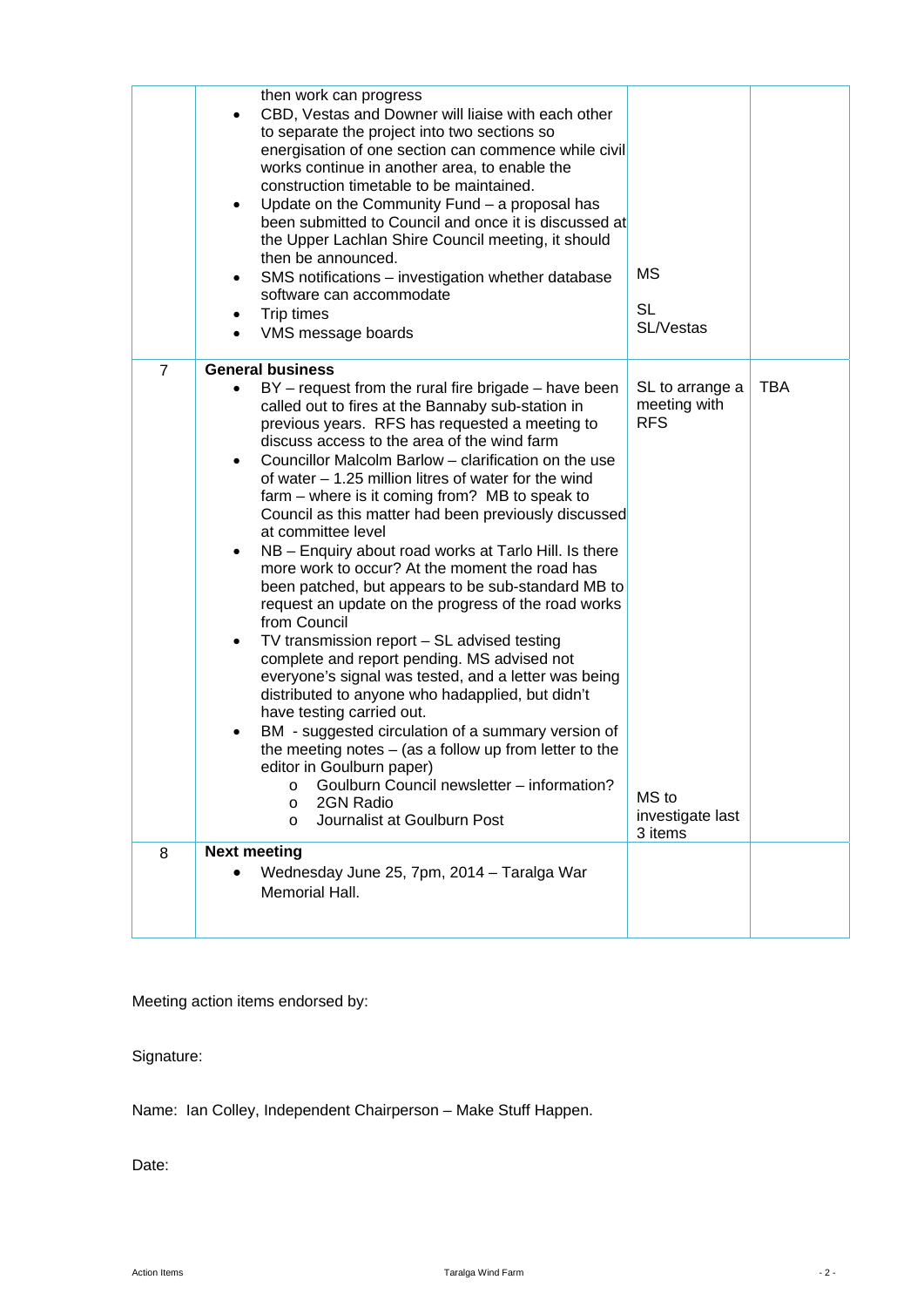| | | | |
|---|---|---|---|
| | then work can progress<br>• CBD, Vestas and Downer will liaise with each other to separate the project into two sections so energisation of one section can commence while civil works continue in another area, to enable the construction timetable to be maintained.<br>• Update on the Community Fund – a proposal has been submitted to Council and once it is discussed at the Upper Lachlan Shire Council meeting, it should then be announced.<br>• SMS notifications – investigation whether database software can accommodate<br>• Trip times<br>• VMS message boards | MS<br><br>SL<br>SL/Vestas | |
| 7 | **General business**<br>• BY – request from the rural fire brigade – have been called out to fires at the Bannaby sub-station in previous years. RFS has requested a meeting to discuss access to the area of the wind farm<br>• Councillor Malcolm Barlow – clarification on the use of water – 1.25 million litres of water for the wind farm – where is it coming from? MB to speak to Council as this matter had been previously discussed at committee level<br>• NB – Enquiry about road works at Tarlo Hill. Is there more work to occur? At the moment the road has been patched, but appears to be sub-standard MB to request an update on the progress of the road works from Council<br>• TV transmission report – SL advised testing complete and report pending. MS advised not everyone's signal was tested, and a letter was being distributed to anyone who hadapplied, but didn't have testing carried out.<br>• BM - suggested circulation of a summary version of the meeting notes – (as a follow up from letter to the editor in Goulburn paper)<br>  o Goulburn Council newsletter – information?<br>  o 2GN Radio<br>  o Journalist at Goulburn Post | SL to arrange a meeting with RFS<br><br><br><br><br><br><br><br><br><br><br><br><br><br><br><br><br><br><br><br>MS to investigate last 3 items | TBA |
| 8 | **Next meeting**<br>• Wednesday June 25, 7pm, 2014 – Taralga War Memorial Hall. | | |

Meeting action items endorsed by:

Signature:

Name: Ian Colley, Independent Chairperson – Make Stuff Happen.

Date: